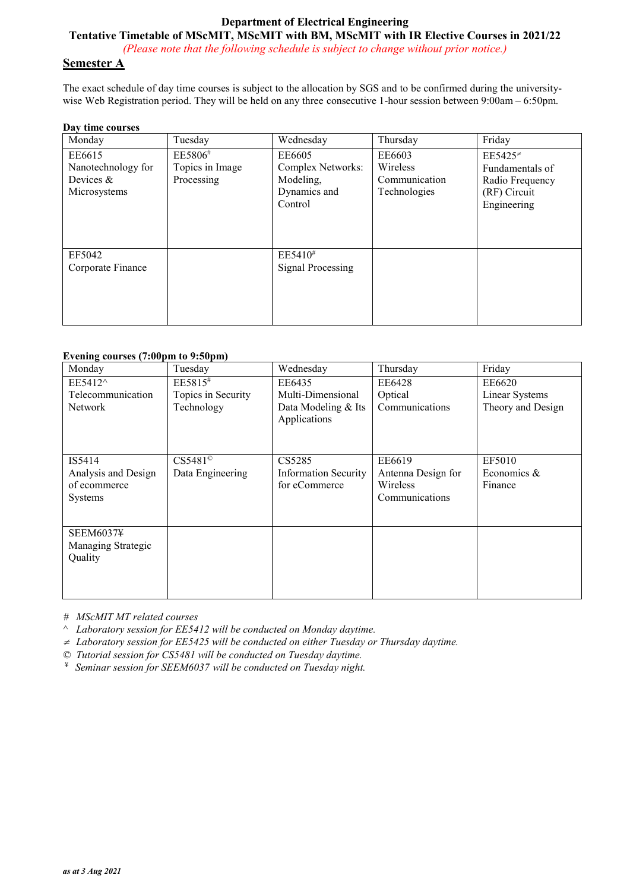# Department of Electrical Engineering

## Tentative Timetable of MScMIT, MScMIT with BM, MScMIT with IR Elective Courses in 2021/22

*(Please note that the following schedule is subject to change without prior notice.)*

## Semester A

The exact schedule of day time courses is subject to the allocation by SGS and to be confirmed during the university-wise Web Registration period. They will be held on any three consecutive 1-hour session between 9:00am – 6:50pm.

**Day time courses**

| Monday | Tuesday | Wednesday | Thursday | Friday |
|---|---|---|---|---|
| EE6615 Nanotechnology for Devices & Microsystems | EE5806# Topics in Image Processing | EE6605 Complex Networks: Modeling, Dynamics and Control | EE6603 Wireless Communication Technologies | EE5425≠ Fundamentals of Radio Frequency (RF) Circuit Engineering |
| EF5042 Corporate Finance | | EE5410# Signal Processing | | |

**Evening courses (7:00pm to 9:50pm)**

| Monday | Tuesday | Wednesday | Thursday | Friday |
|---|---|---|---|---|
| EE5412^ Telecommunication Network | EE5815# Topics in Security Technology | EE6435 Multi-Dimensional Data Modeling & Its Applications | EE6428 Optical Communications | EE6620 Linear Systems Theory and Design |
| IS5414 Analysis and Design of ecommerce Systems | CS5481© Data Engineering | CS5285 Information Security for eCommerce | EE6619 Antenna Design for Wireless Communications | EF5010 Economics & Finance |
| SEEM6037¥ Managing Strategic Quality | | | | |

\# *MScMIT MT related courses*  
^ *Laboratory session for EE5412 will be conducted on Monday daytime.*  
≠ *Laboratory session for EE5425 will be conducted on either Tuesday or Thursday daytime.*  
© *Tutorial session for CS5481 will be conducted on Tuesday daytime.*  
¥ *Seminar session for SEEM6037 will be conducted on Tuesday night.*

***as at 3 Aug 2021***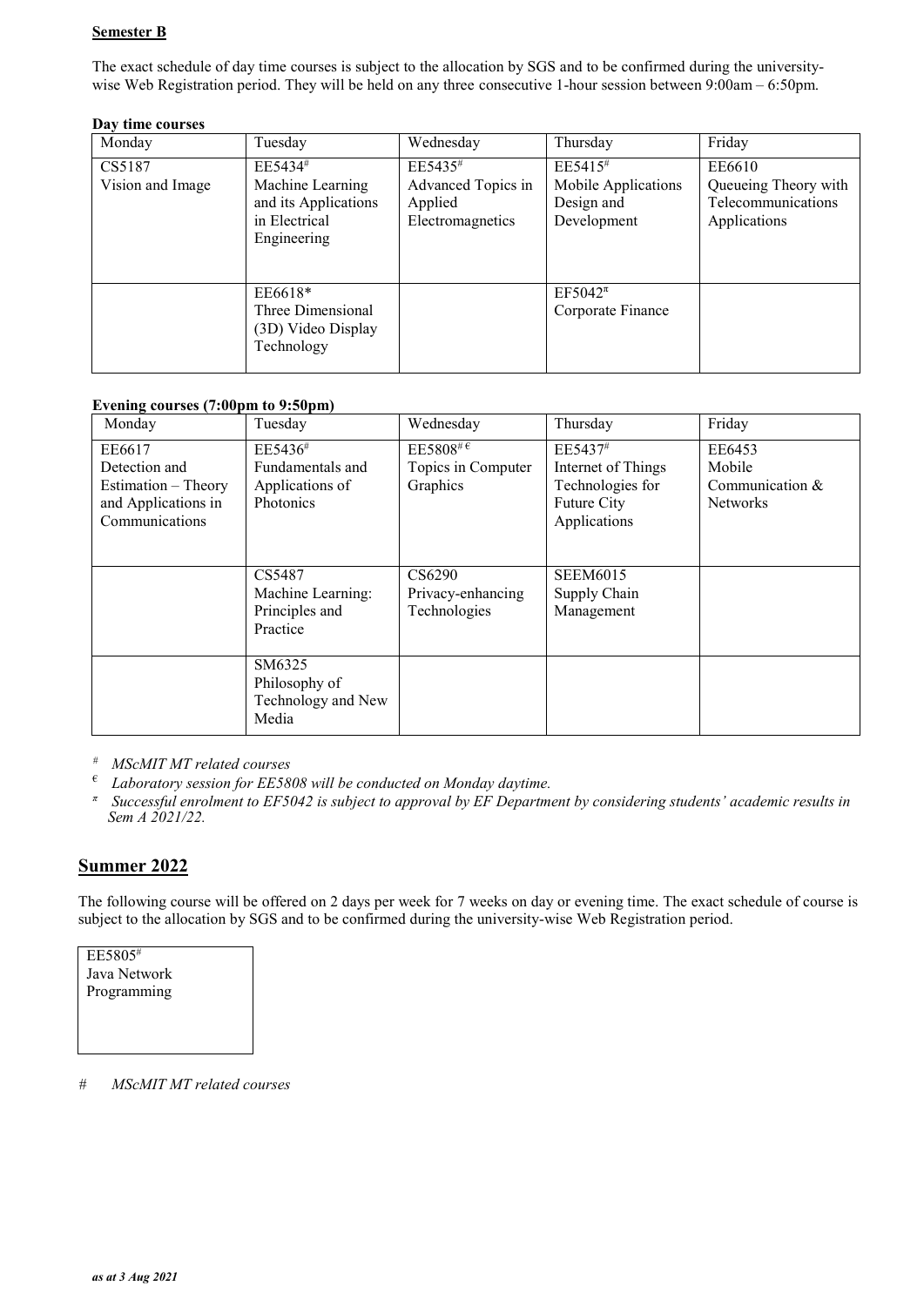**Semester B**

The exact schedule of day time courses is subject to the allocation by SGS and to be confirmed during the university-wise Web Registration period. They will be held on any three consecutive 1-hour session between 9:00am – 6:50pm.

**Day time courses**

| Monday | Tuesday | Wednesday | Thursday | Friday |
|---|---|---|---|---|
| CS5187 Vision and Image | EE5434# Machine Learning and its Applications in Electrical Engineering | EE5435# Advanced Topics in Applied Electromagnetics | EE5415# Mobile Applications Design and Development | EE6610 Queueing Theory with Telecommunications Applications |
| | EE6618* Three Dimensional (3D) Video Display Technology | | EF5042π Corporate Finance | |

**Evening courses (7:00pm to 9:50pm)**

| Monday | Tuesday | Wednesday | Thursday | Friday |
|---|---|---|---|---|
| EE6617 Detection and Estimation – Theory and Applications in Communications | EE5436# Fundamentals and Applications of Photonics | EE5808#€ Topics in Computer Graphics | EE5437# Internet of Things Technologies for Future City Applications | EE6453 Mobile Communication & Networks |
| | CS5487 Machine Learning: Principles and Practice | CS6290 Privacy-enhancing Technologies | SEEM6015 Supply Chain Management | |
| | SM6325 Philosophy of Technology and New Media | | | |

[#] *MScMIT MT related courses*

[€] *Laboratory session for EE5808 will be conducted on Monday daytime.*

[π] *Successful enrolment to EF5042 is subject to approval by EF Department by considering students' academic results in Sem A 2021/22.*

## Summer 2022

The following course will be offered on 2 days per week for 7 weeks on day or evening time. The exact schedule of course is subject to the allocation by SGS and to be confirmed during the university-wise Web Registration period.

| |
|---|
| EE5805# Java Network Programming |

\# *MScMIT MT related courses*

*as at 3 Aug 2021*